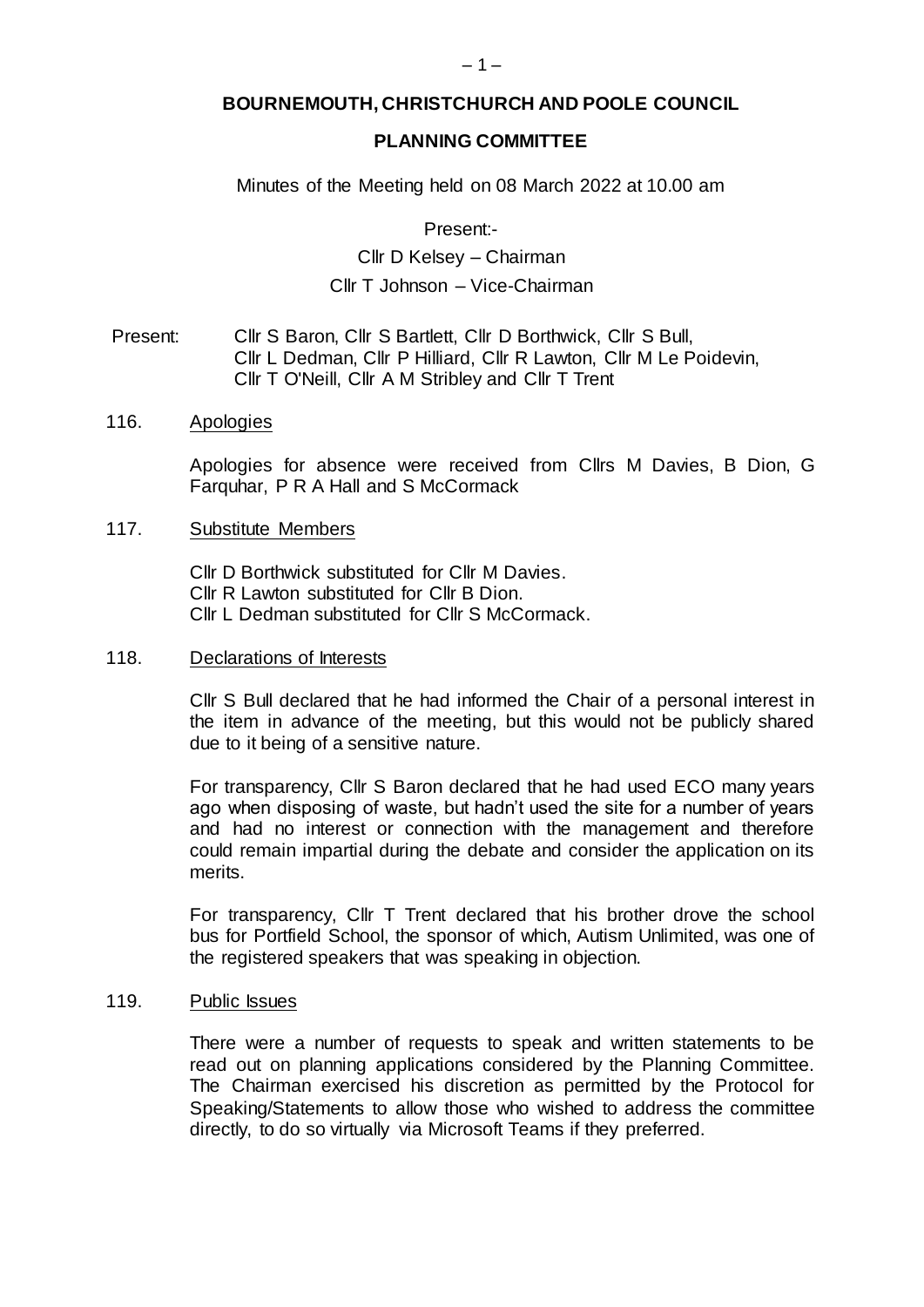# BOURNEMOUTH, CHRISTCHURCH AND POOLE COUNCIL

## PLANNING COMMITTEE

Minutes of the Meeting held on 08 March 2022 at 10.00 am

Present:-

Cllr D Kelsey – Chairman

Cllr T Johnson – Vice-Chairman

Present: Cllr S Baron, Cllr S Bartlett, Cllr D Borthwick, Cllr S Bull, Cllr L Dedman, Cllr P Hilliard, Cllr R Lawton, Cllr M Le Poidevin, Cllr T O'Neill, Cllr A M Stribley and Cllr T Trent

### 116. Apologies

Apologies for absence were received from Cllrs M Davies, B Dion, G Farquhar, P R A Hall and S McCormack

### 117. Substitute Members

Cllr D Borthwick substituted for Cllr M Davies.
Cllr R Lawton substituted for Cllr B Dion.
Cllr L Dedman substituted for Cllr S McCormack.

### 118. Declarations of Interests

Cllr S Bull declared that he had informed the Chair of a personal interest in the item in advance of the meeting, but this would not be publicly shared due to it being of a sensitive nature.

For transparency, Cllr S Baron declared that he had used ECO many years ago when disposing of waste, but hadn't used the site for a number of years and had no interest or connection with the management and therefore could remain impartial during the debate and consider the application on its merits.

For transparency, Cllr T Trent declared that his brother drove the school bus for Portfield School, the sponsor of which, Autism Unlimited, was one of the registered speakers that was speaking in objection.

### 119. Public Issues

There were a number of requests to speak and written statements to be read out on planning applications considered by the Planning Committee. The Chairman exercised his discretion as permitted by the Protocol for Speaking/Statements to allow those who wished to address the committee directly, to do so virtually via Microsoft Teams if they preferred.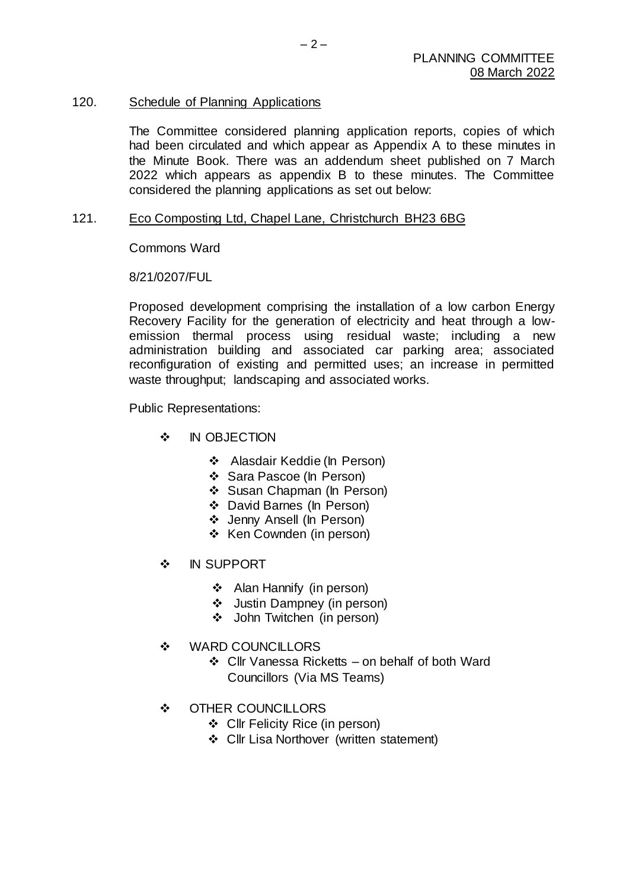120. Schedule of Planning Applications

The Committee considered planning application reports, copies of which had been circulated and which appear as Appendix A to these minutes in the Minute Book. There was an addendum sheet published on 7 March 2022 which appears as appendix B to these minutes. The Committee considered the planning applications as set out below:

121. Eco Composting Ltd, Chapel Lane, Christchurch BH23 6BG

Commons Ward

8/21/0207/FUL

Proposed development comprising the installation of a low carbon Energy Recovery Facility for the generation of electricity and heat through a low-emission thermal process using residual waste; including a new administration building and associated car parking area; associated reconfiguration of existing and permitted uses; an increase in permitted waste throughput; landscaping and associated works.

Public Representations:

- IN OBJECTION
  - Alasdair Keddie (In Person)
  - Sara Pascoe (In Person)
  - Susan Chapman (In Person)
  - David Barnes (In Person)
  - Jenny Ansell (In Person)
  - Ken Cownden (in person)

- IN SUPPORT
  - Alan Hannify (in person)
  - Justin Dampney (in person)
  - John Twitchen (in person)

- WARD COUNCILLORS
  - Cllr Vanessa Ricketts – on behalf of both Ward Councillors (Via MS Teams)

- OTHER COUNCILLORS
  - Cllr Felicity Rice (in person)
  - Cllr Lisa Northover (written statement)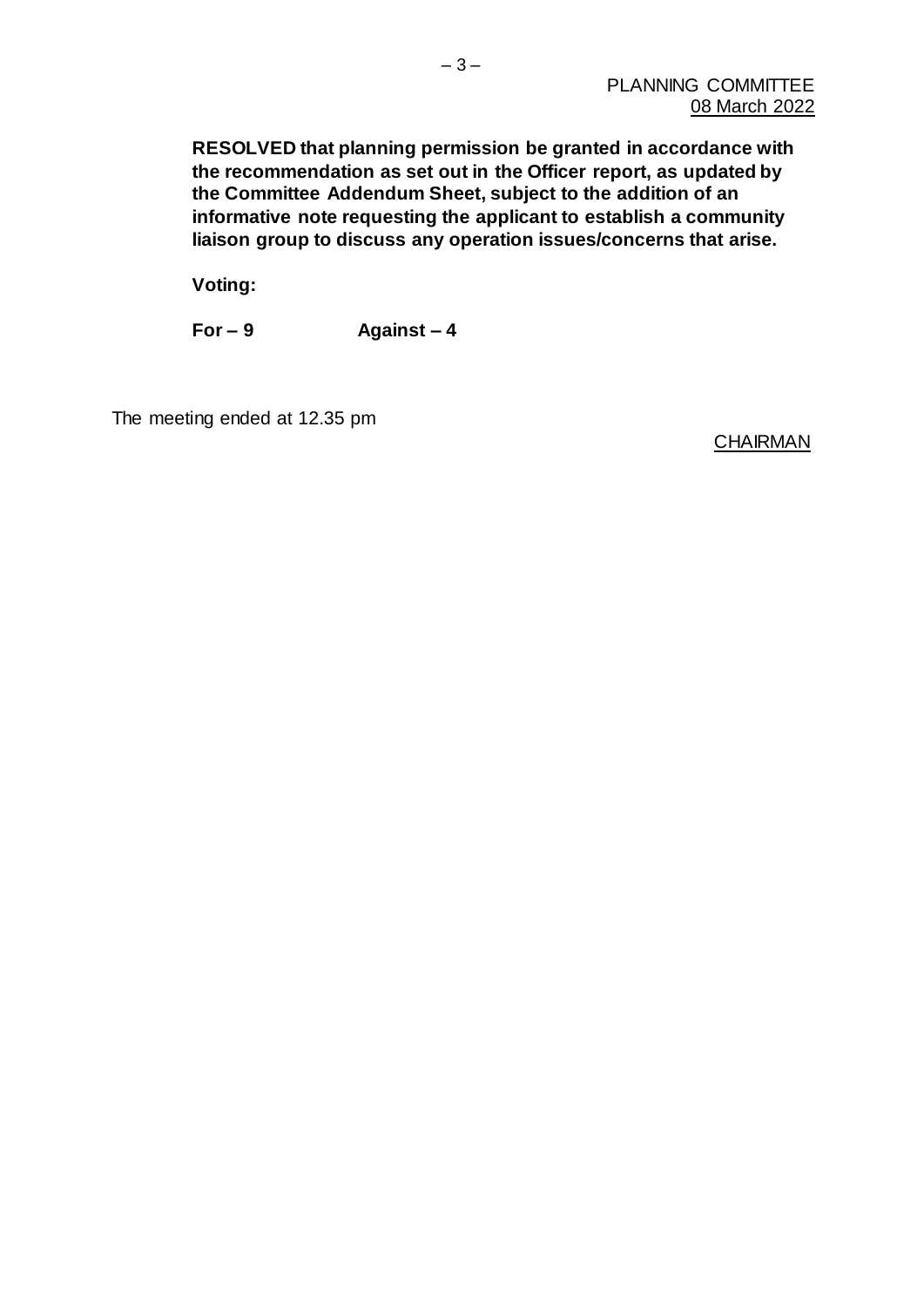**RESOLVED that planning permission be granted in accordance with the recommendation as set out in the Officer report, as updated by the Committee Addendum Sheet, subject to the addition of an informative note requesting the applicant to establish a community liaison group to discuss any operation issues/concerns that arise.**

**Voting:**

**For – 9 Against – 4**

The meeting ended at 12.35 pm

CHAIRMAN